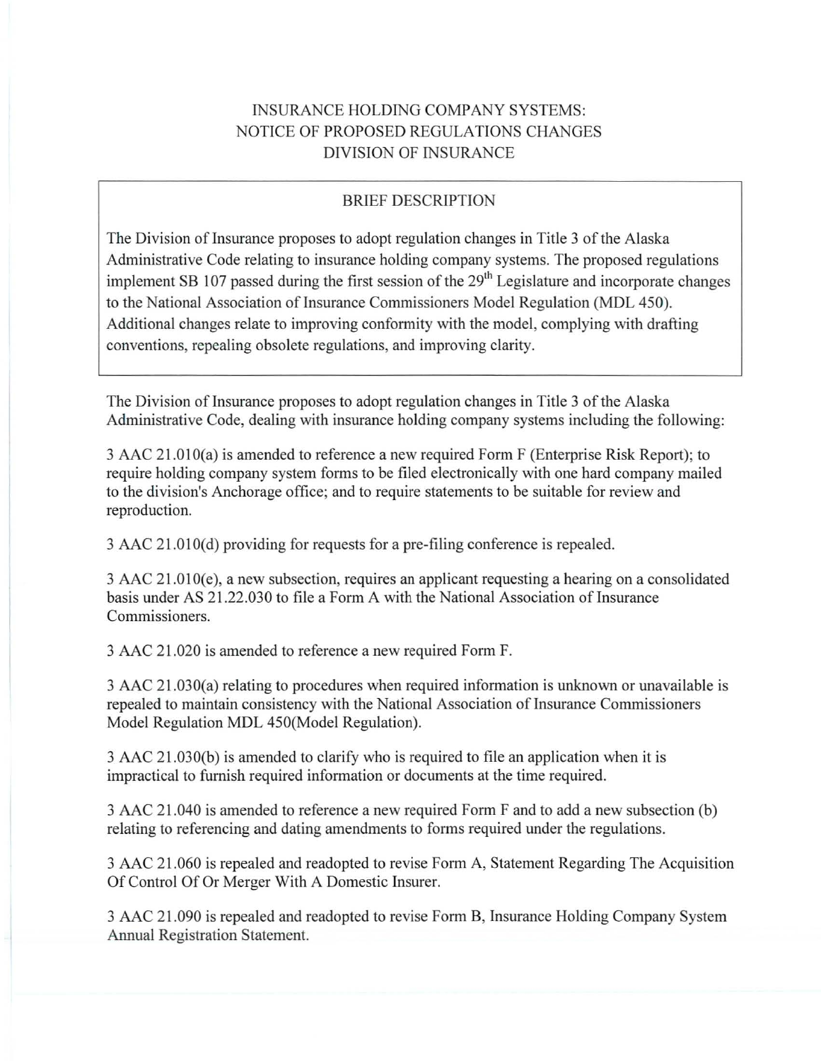# INSURANCE HOLDING COMPANY SYSTEMS:
# NOTICE OF PROPOSED REGULATIONS CHANGES
# DIVISION OF INSURANCE

## BRIEF DESCRIPTION

The Division of Insurance proposes to adopt regulation changes in Title 3 of the Alaska Administrative Code relating to insurance holding company systems. The proposed regulations implement SB 107 passed during the first session of the 29th Legislature and incorporate changes to the National Association of Insurance Commissioners Model Regulation (MDL 450). Additional changes relate to improving conformity with the model, complying with drafting conventions, repealing obsolete regulations, and improving clarity.

The Division of Insurance proposes to adopt regulation changes in Title 3 of the Alaska Administrative Code, dealing with insurance holding company systems including the following:

3 AAC 21.010(a) is amended to reference a new required Form F (Enterprise Risk Report); to require holding company system forms to be filed electronically with one hard company mailed to the division's Anchorage office; and to require statements to be suitable for review and reproduction.

3 AAC 21.010(d) providing for requests for a pre-filing conference is repealed.

3 AAC 21.010(e), a new subsection, requires an applicant requesting a hearing on a consolidated basis under AS 21.22.030 to file a Form A with the National Association of Insurance Commissioners.

3 AAC 21.020 is amended to reference a new required Form F.

3 AAC 21.030(a) relating to procedures when required information is unknown or unavailable is repealed to maintain consistency with the National Association of Insurance Commissioners Model Regulation MDL 450(Model Regulation).

3 AAC 21.030(b) is amended to clarify who is required to file an application when it is impractical to furnish required information or documents at the time required.

3 AAC 21.040 is amended to reference a new required Form F and to add a new subsection (b) relating to referencing and dating amendments to forms required under the regulations.

3 AAC 21.060 is repealed and readopted to revise Form A, Statement Regarding The Acquisition Of Control Of Or Merger With A Domestic Insurer.

3 AAC 21.090 is repealed and readopted to revise Form B, Insurance Holding Company System Annual Registration Statement.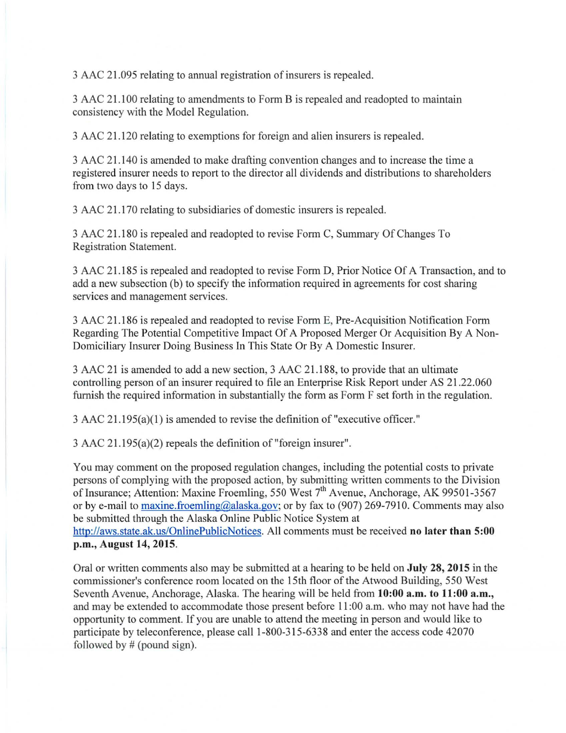3 AAC 21.095 relating to annual registration of insurers is repealed.

3 AAC 21.100 relating to amendments to Form B is repealed and readopted to maintain consistency with the Model Regulation.

3 AAC 21.120 relating to exemptions for foreign and alien insurers is repealed.

3 AAC 21.140 is amended to make drafting convention changes and to increase the time a registered insurer needs to report to the director all dividends and distributions to shareholders from two days to 15 days.

3 AAC 21.170 relating to subsidiaries of domestic insurers is repealed.

3 AAC 21.180 is repealed and readopted to revise Form C, Summary Of Changes To Registration Statement.

3 AAC 21.185 is repealed and readopted to revise Form D, Prior Notice Of A Transaction, and to add a new subsection (b) to specify the information required in agreements for cost sharing services and management services.

3 AAC 21.186 is repealed and readopted to revise Form E, Pre-Acquisition Notification Form Regarding The Potential Competitive Impact Of A Proposed Merger Or Acquisition By A Non-Domiciliary Insurer Doing Business In This State Or By A Domestic Insurer.

3 AAC 21 is amended to add a new section, 3 AAC 21.188, to provide that an ultimate controlling person of an insurer required to file an Enterprise Risk Report under AS 21.22.060 furnish the required information in substantially the form as Form F set forth in the regulation.

3 AAC 21.195(a)(1) is amended to revise the definition of "executive officer."

3 AAC 21.195(a)(2) repeals the definition of "foreign insurer".

You may comment on the proposed regulation changes, including the potential costs to private persons of complying with the proposed action, by submitting written comments to the Division of Insurance; Attention: Maxine Froemling, 550 West 7th Avenue, Anchorage, AK 99501-3567 or by e-mail to maxine.froemling@alaska.gov; or by fax to (907) 269-7910. Comments may also be submitted through the Alaska Online Public Notice System at http://aws.state.ak.us/OnlinePublicNotices. All comments must be received **no later than 5:00 p.m., August 14, 2015**.

Oral or written comments also may be submitted at a hearing to be held on **July 28, 2015** in the commissioner's conference room located on the 15th floor of the Atwood Building, 550 West Seventh Avenue, Anchorage, Alaska. The hearing will be held from **10:00 a.m. to 11:00 a.m.,** and may be extended to accommodate those present before 11:00 a.m. who may not have had the opportunity to comment. If you are unable to attend the meeting in person and would like to participate by teleconference, please call 1-800-315-6338 and enter the access code 42070 followed by # (pound sign).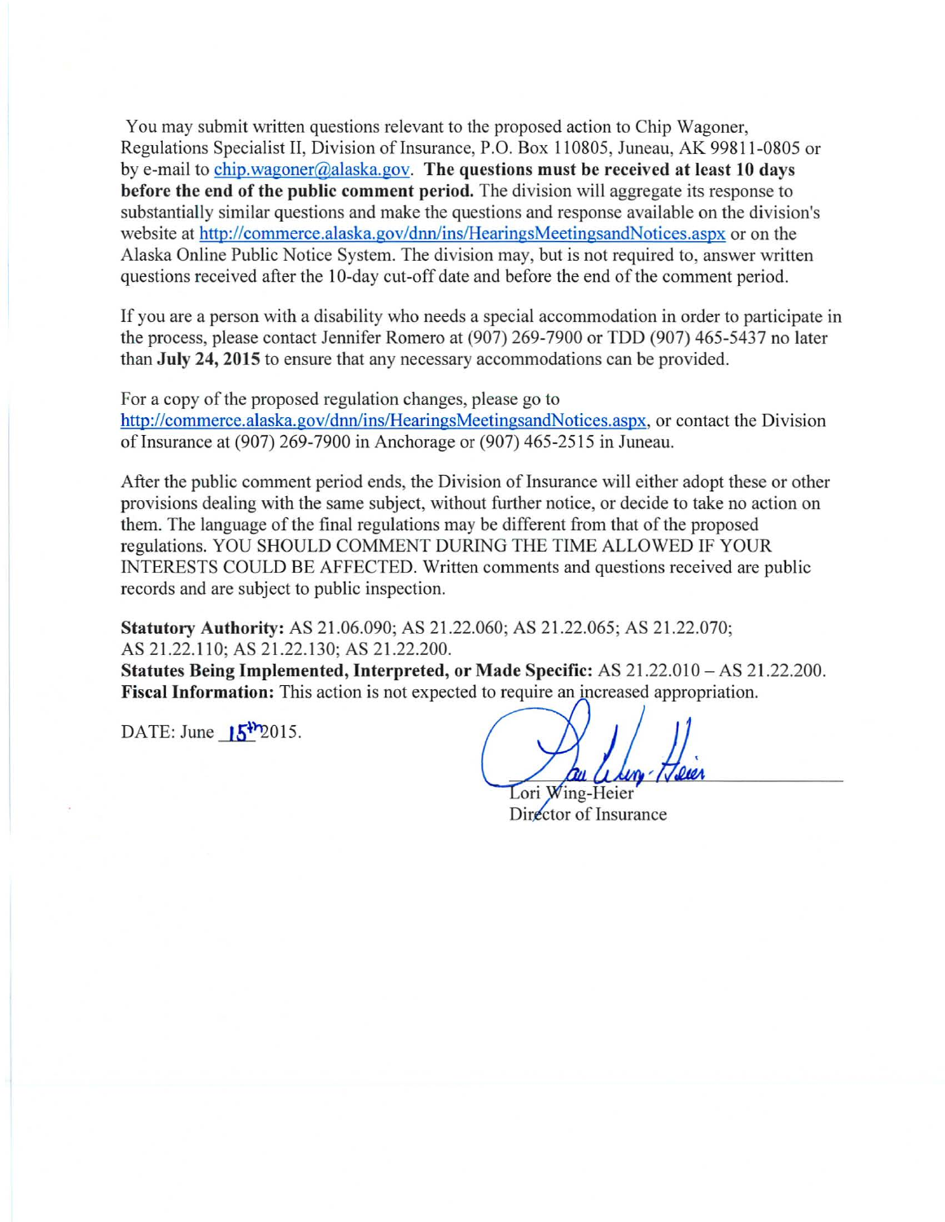You may submit written questions relevant to the proposed action to Chip Wagoner, Regulations Specialist II, Division of Insurance, P.O. Box 110805, Juneau, AK 99811-0805 or by e-mail to chip.wagoner@alaska.gov. **The questions must be received at least 10 days before the end of the public comment period.** The division will aggregate its response to substantially similar questions and make the questions and response available on the division's website at http://commerce.alaska.gov/dnn/ins/HearingsMeetingsandNotices.aspx or on the Alaska Online Public Notice System. The division may, but is not required to, answer written questions received after the 10-day cut-off date and before the end of the comment period.

If you are a person with a disability who needs a special accommodation in order to participate in the process, please contact Jennifer Romero at (907) 269-7900 or TDD (907) 465-5437 no later than **July 24, 2015** to ensure that any necessary accommodations can be provided.

For a copy of the proposed regulation changes, please go to http://commerce.alaska.gov/dnn/ins/HearingsMeetingsandNotices.aspx, or contact the Division of Insurance at (907) 269-7900 in Anchorage or (907) 465-2515 in Juneau.

After the public comment period ends, the Division of Insurance will either adopt these or other provisions dealing with the same subject, without further notice, or decide to take no action on them. The language of the final regulations may be different from that of the proposed regulations. YOU SHOULD COMMENT DURING THE TIME ALLOWED IF YOUR INTERESTS COULD BE AFFECTED. Written comments and questions received are public records and are subject to public inspection.

**Statutory Authority:** AS 21.06.090; AS 21.22.060; AS 21.22.065; AS 21.22.070; AS 21.22.110; AS 21.22.130; AS 21.22.200.
**Statutes Being Implemented, Interpreted, or Made Specific:** AS 21.22.010 – AS 21.22.200.
**Fiscal Information:** This action is not expected to require an increased appropriation.

DATE: June 15th 2015.

Lori Wing-Heier
Director of Insurance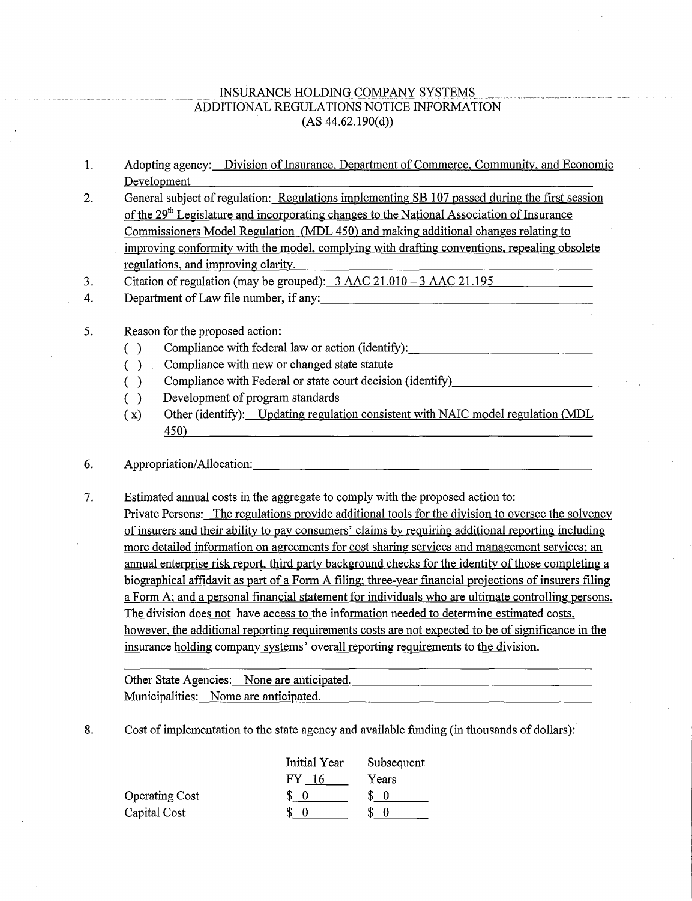# INSURANCE HOLDING COMPANY SYSTEMS
## ADDITIONAL REGULATIONS NOTICE INFORMATION
### (AS 44.62.190(d))

1. Adopting agency: Division of Insurance, Department of Commerce, Community, and Economic Development

2. General subject of regulation: Regulations implementing SB 107 passed during the first session of the 29th Legislature and incorporating changes to the National Association of Insurance Commissioners Model Regulation (MDL 450) and making additional changes relating to improving conformity with the model, complying with drafting conventions, repealing obsolete regulations, and improving clarity.

3. Citation of regulation (may be grouped): 3 AAC 21.010 – 3 AAC 21.195

4. Department of Law file number, if any: \_\_\_\_\_\_\_\_\_\_

5. Reason for the proposed action:
   - ( ) Compliance with federal law or action (identify): \_\_\_\_\_\_\_\_\_\_
   - ( ) Compliance with new or changed state statute
   - ( ) Compliance with Federal or state court decision (identify) \_\_\_\_\_\_\_\_\_\_
   - ( ) Development of program standards
   - (x) Other (identify): Updating regulation consistent with NAIC model regulation (MDL 450)

6. Appropriation/Allocation: \_\_\_\_\_\_\_\_\_\_

7. Estimated annual costs in the aggregate to comply with the proposed action to:

   Private Persons: The regulations provide additional tools for the division to oversee the solvency of insurers and their ability to pay consumers' claims by requiring additional reporting including more detailed information on agreements for cost sharing services and management services; an annual enterprise risk report, third party background checks for the identity of those completing a biographical affidavit as part of a Form A filing; three-year financial projections of insurers filing a Form A; and a personal financial statement for individuals who are ultimate controlling persons. The division does not have access to the information needed to determine estimated costs, however, the additional reporting requirements costs are not expected to be of significance in the insurance holding company systems' overall reporting requirements to the division.

   Other State Agencies: None are anticipated.

   Municipalities: Nome are anticipated.

8. Cost of implementation to the state agency and available funding (in thousands of dollars):

| | Initial Year FY 16 | Subsequent Years |
|---|---|---|
| Operating Cost | $ 0 | $ 0 |
| Capital Cost | $ 0 | $ 0 |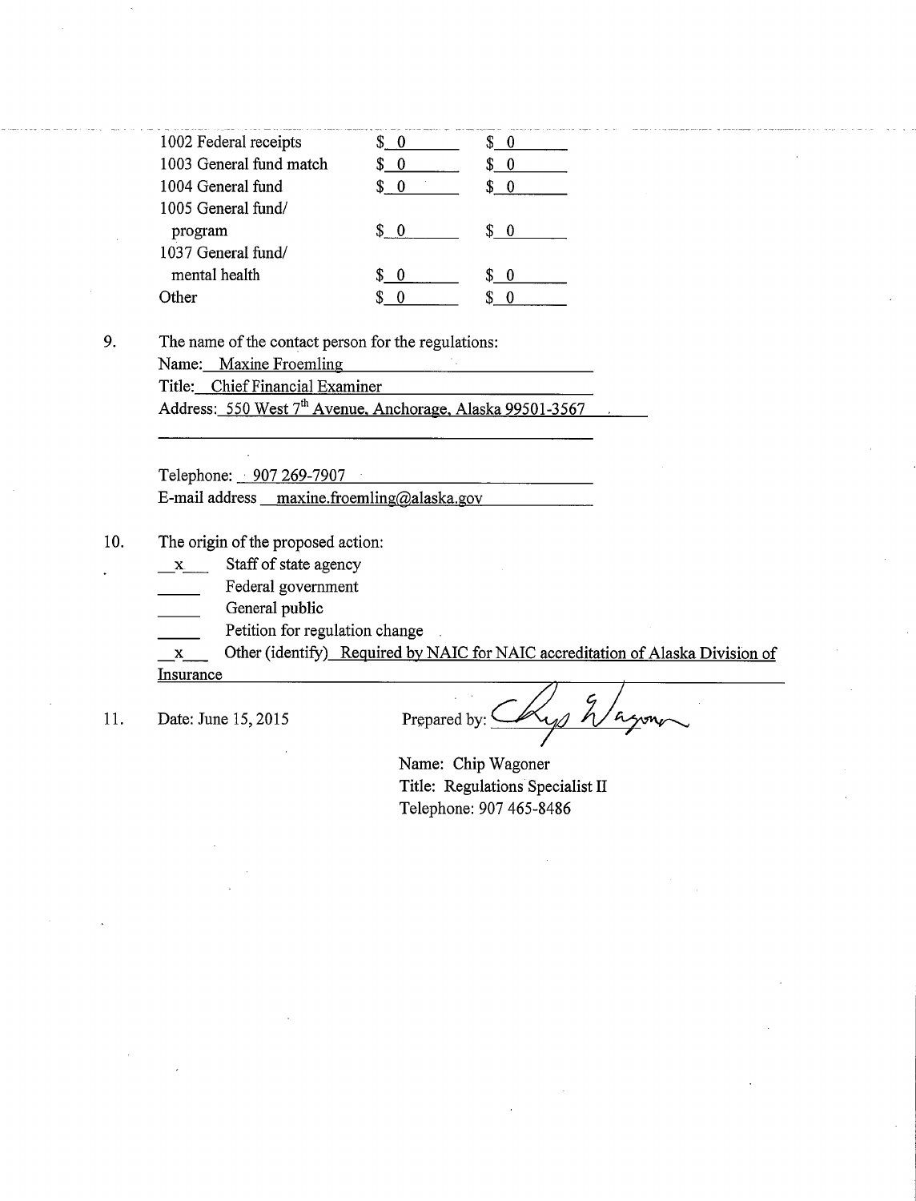| | | |
|---|---|---|
| 1002 Federal receipts | \$ 0 | \$ 0 |
| 1003 General fund match | \$ 0 | \$ 0 |
| 1004 General fund | \$ 0 | \$ 0 |
| 1005 General fund/ program | \$ 0 | \$ 0 |
| 1037 General fund/ mental health | \$ 0 | \$ 0 |
| Other | \$ 0 | \$ 0 |

9. The name of the contact person for the regulations:

   Name: Maxine Froemling

   Title: Chief Financial Examiner

   Address: 550 West 7th Avenue, Anchorage, Alaska 99501-3567

   Telephone: 907 269-7907

   E-mail address maxine.froemling@alaska.gov

10. The origin of the proposed action:

    x Staff of state agency

    ___ Federal government

    ___ General public

    ___ Petition for regulation change

    x Other (identify) Required by NAIC for NAIC accreditation of Alaska Division of Insurance

11. Date: June 15, 2015

Prepared by: [signature]

Name: Chip Wagoner

Title: Regulations Specialist II

Telephone: 907 465-8486